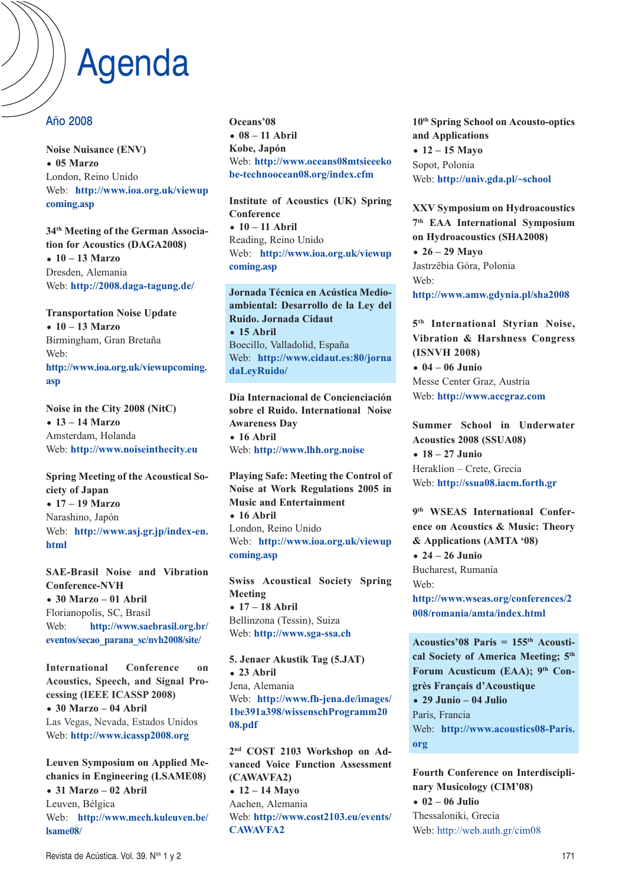# Agenda

## Año 2008

**Noise Nuisance (ENV)**
- **05 Marzo**

London, Reino Unido
Web: **http://www.ioa.org.uk/viewupcoming.asp**

**34th Meeting of the German Association for Acoustics (DAGA2008)**
- **10 – 13 Marzo**

Dresden, Alemania
Web: **http://2008.daga-tagung.de/**

**Transportation Noise Update**
- **10 – 13 Marzo**

Birmingham, Gran Bretaña
Web: **http://www.ioa.org.uk/viewupcoming.asp**

**Noise in the City 2008 (NitC)**
- **13 – 14 Marzo**

Amsterdam, Holanda
Web: **http://www.noiseinthecity.eu**

**Spring Meeting of the Acoustical Society of Japan**
- **17 – 19 Marzo**

Narashino, Japón
Web: **http://www.asj.gr.jp/index-en.html**

**SAE-Brasil Noise and Vibration Conference-NVH**
- **30 Marzo – 01 Abril**

Florianopolis, SC, Brasil
Web: **http://www.saebrasil.org.br/eventos/secao_parana_sc/nvh2008/site/**

**International Conference on Acoustics, Speech, and Signal Processing (IEEE ICASSP 2008)**
- **30 Marzo – 04 Abril**

Las Vegas, Nevada, Estados Unidos
Web: **http://www.icassp2008.org**

**Leuven Symposium on Applied Mechanics in Engineering (LSAME08)**
- **31 Marzo – 02 Abril**

Leuven, Bélgica
Web: **http://www.mech.kuleuven.be/lsame08/**

**Oceans'08**
- **08 – 11 Abril**

**Kobe, Japón**
Web: **http://www.oceans08mtsieeekobe-technoocean08.org/index.cfm**

**Institute of Acoustics (UK) Spring Conference**
- **10 – 11 Abril**

Reading, Reino Unido
Web: **http://www.ioa.org.uk/viewupcoming.asp**

**Jornada Técnica en Acústica Medioambiental: Desarrollo de la Ley del Ruido. Jornada Cidaut**
- **15 Abril**

Boecillo, Valladolid, España
Web: **http://www.cidaut.es:80/jornadaLeyRuido/**

**Día Internacional de Concienciación sobre el Ruido. International Noise Awareness Day**
- **16 Abril**

Web: **http://www.lhh.org.noise**

**Playing Safe: Meeting the Control of Noise at Work Regulations 2005 in Music and Entertainment**
- **16 Abril**

London, Reino Unido
Web: **http://www.ioa.org.uk/viewupcoming.asp**

**Swiss Acoustical Society Spring Meeting**
- **17 – 18 Abril**

Bellinzona (Tessin), Suiza
Web: **http://www.sga-ssa.ch**

**5. Jenaer Akustik Tag (5.JAT)**
- **23 Abril**

Jena, Alemania
Web: **http://www.fh-jena.de/images/1be391a398/wissenschProgramm2008.pdf**

**2nd COST 2103 Workshop on Advanced Voice Function Assessment (CAWAVFA2)**
- **12 – 14 Mayo**

Aachen, Alemania
Web: **http://www.cost2103.eu/events/CAWAVFA2**

**10th Spring School on Acousto-optics and Applications**
- **12 – 15 Mayo**

Sopot, Polonia
Web: **http://univ.gda.pl/~school**

**XXV Symposium on Hydroacoustics 7th EAA International Symposium on Hydroacoustics (SHA2008)**
- **26 – 29 Mayo**

Jastrzêbia Góra, Polonia
Web: **http://www.amw.gdynia.pl/sha2008**

**5th International Styrian Noise, Vibration & Harshness Congress (ISNVH 2008)**
- **04 – 06 Junio**

Messe Center Graz, Austria
Web: **http://www.accgraz.com**

**Summer School in Underwater Acoustics 2008 (SSUA08)**
- **18 – 27 Junio**

Heraklion – Crete, Grecia
Web: **http://ssua08.iacm.forth.gr**

**9th WSEAS International Conference on Acoustics & Music: Theory & Applications (AMTA '08)**
- **24 – 26 Junio**

Bucharest, Rumanía
Web: **http://www.wseas.org/conferences/2008/romania/amta/index.html**

**Acoustics'08 Paris = 155th Acoustical Society of America Meeting; 5th Forum Acusticum (EAA); 9th Congrès Français d'Acoustique**
- **29 Junio – 04 Julio**

París, Francia
Web: **http://www.acoustics08-Paris.org**

**Fourth Conference on Interdisciplinary Musicology (CIM'08)**
- **02 – 06 Julio**

Thessaloniki, Grecia
Web: http://web.auth.gr/cim08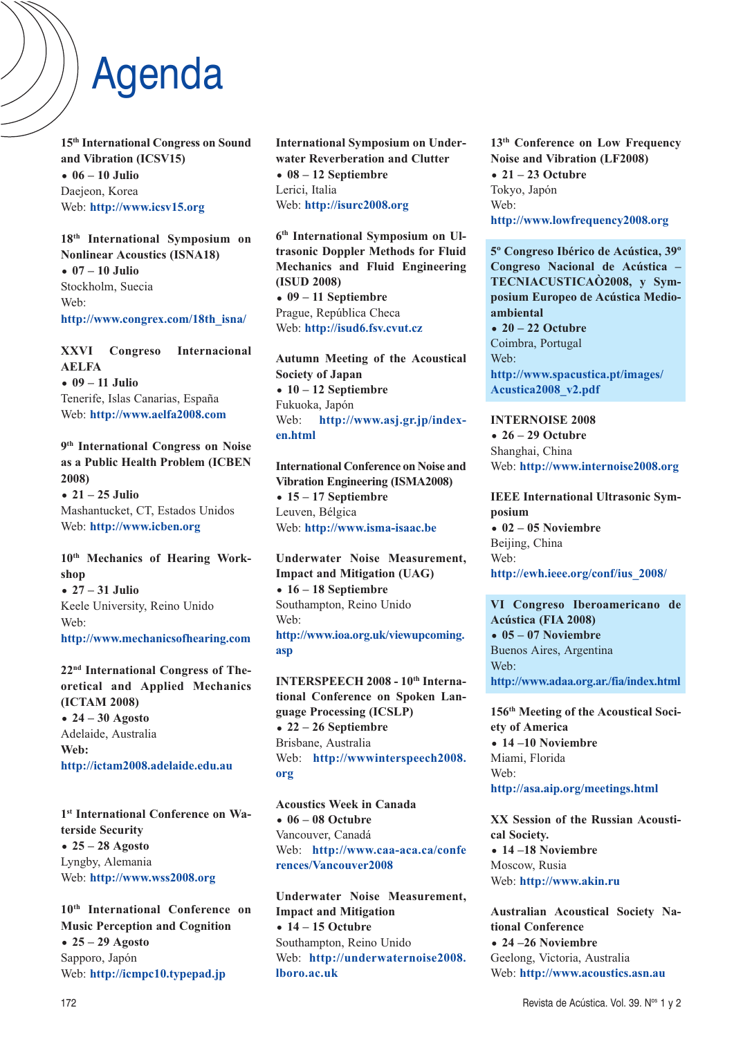# Agenda

**15th International Congress on Sound and Vibration (ICSV15)**
- **06 – 10 Julio**

Daejeon, Korea
Web: http://www.icsv15.org

**18th International Symposium on Nonlinear Acoustics (ISNA18)**
- **07 – 10 Julio**

Stockholm, Suecia
Web:
http://www.congrex.com/18th_isna/

**XXVI Congreso Internacional AELFA**
- **09 – 11 Julio**

Tenerife, Islas Canarias, España
Web: http://www.aelfa2008.com

**9th International Congress on Noise as a Public Health Problem (ICBEN 2008)**
- **21 – 25 Julio**

Mashantucket, CT, Estados Unidos
Web: http://www.icben.org

**10th Mechanics of Hearing Workshop**
- **27 – 31 Julio**

Keele University, Reino Unido
Web:
http://www.mechanicsofhearing.com

**22nd International Congress of Theoretical and Applied Mechanics (ICTAM 2008)**
- **24 – 30 Agosto**

Adelaide, Australia
**Web:**
http://ictam2008.adelaide.edu.au

**1st International Conference on Waterside Security**
- **25 – 28 Agosto**

Lyngby, Alemania
Web: http://www.wss2008.org

**10th International Conference on Music Perception and Cognition**
- **25 – 29 Agosto**

Sapporo, Japón
Web: http://icmpc10.typepad.jp

**International Symposium on Underwater Reverberation and Clutter**
- **08 – 12 Septiembre**

Lerici, Italia
Web: http://isurc2008.org

**6th International Symposium on Ultrasonic Doppler Methods for Fluid Mechanics and Fluid Engineering (ISUD 2008)**
- **09 – 11 Septiembre**

Prague, República Checa
Web: http://isud6.fsv.cvut.cz

**Autumn Meeting of the Acoustical Society of Japan**
- **10 – 12 Septiembre**

Fukuoka, Japón
Web: http://www.asj.gr.jp/index-en.html

**International Conference on Noise and Vibration Engineering (ISMA2008)**
- **15 – 17 Septiembre**

Leuven, Bélgica
Web: http://www.isma-isaac.be

**Underwater Noise Measurement, Impact and Mitigation (UAG)**
- **16 – 18 Septiembre**

Southampton, Reino Unido
Web:
http://www.ioa.org.uk/viewupcoming.asp

**INTERSPEECH 2008 - 10th International Conference on Spoken Language Processing (ICSLP)**
- **22 – 26 Septiembre**

Brisbane, Australia
Web: http://wwwinterspeech2008.org

**Acoustics Week in Canada**
- **06 – 08 Octubre**

Vancouver, Canadá
Web: http://www.caa-aca.ca/conferences/Vancouver2008

**Underwater Noise Measurement, Impact and Mitigation**
- **14 – 15 Octubre**

Southampton, Reino Unido
Web: http://underwaternoise2008.lboro.ac.uk

**13th Conference on Low Frequency Noise and Vibration (LF2008)**
- **21 – 23 Octubre**

Tokyo, Japón
Web:
http://www.lowfrequency2008.org

**5º Congreso Ibérico de Acústica, 39º Congreso Nacional de Acústica – TECNIACUSTICAÒ2008, y Symposium Europeo de Acústica Medioambiental**
- **20 – 22 Octubre**

Coimbra, Portugal
Web:
http://www.spacustica.pt/images/Acustica2008_v2.pdf

**INTERNOISE 2008**
- **26 – 29 Octubre**

Shanghai, China
Web: http://www.internoise2008.org

**IEEE International Ultrasonic Symposium**
- **02 – 05 Noviembre**

Beijing, China
Web:
http://ewh.ieee.org/conf/ius_2008/

**VI Congreso Iberoamericano de Acústica (FIA 2008)**
- **05 – 07 Noviembre**

Buenos Aires, Argentina
Web:
http://www.adaa.org.ar./fia/index.html

**156th Meeting of the Acoustical Society of America**
- **14 –10 Noviembre**

Miami, Florida
Web:
http://asa.aip.org/meetings.html

**XX Session of the Russian Acoustical Society.**
- **14 –18 Noviembre**

Moscow, Rusia
Web: http://www.akin.ru

**Australian Acoustical Society National Conference**
- **24 –26 Noviembre**

Geelong, Victoria, Australia
Web: http://www.acoustics.asn.au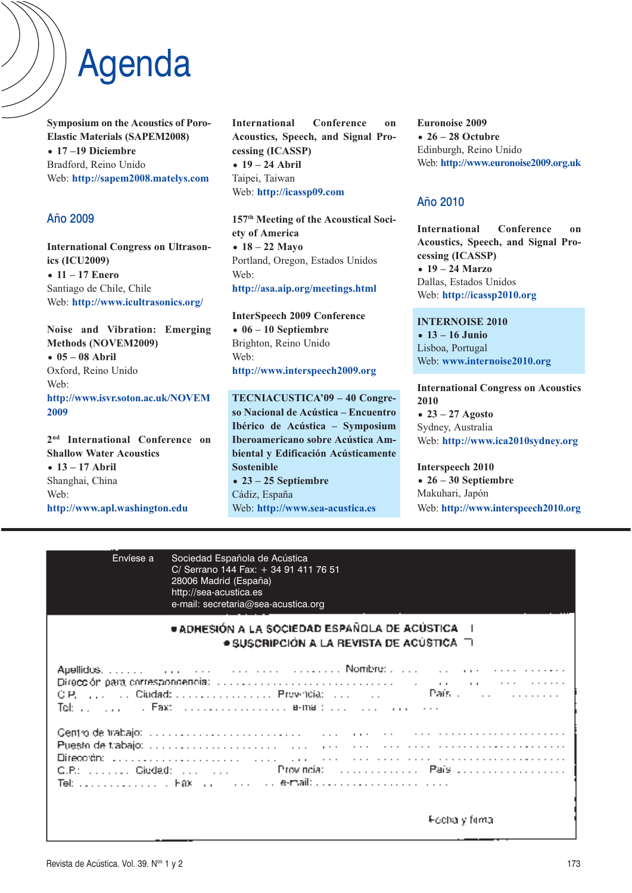# Agenda

**Symposium on the Acoustics of Poro-Elastic Materials (SAPEM2008)**
- **17 –19 Diciembre**

Bradford, Reino Unido
Web: **http://sapem2008.matelys.com**

## Año 2009

**International Congress on Ultrasonics (ICU2009)**
- **11 – 17 Enero**

Santiago de Chile, Chile
Web: **http://www.icultrasonics.org/**

**Noise and Vibration: Emerging Methods (NOVEM2009)**
- **05 – 08 Abril**

Oxford, Reino Unido
Web:
**http://www.isvr.soton.ac.uk/NOVEM2009**

**2nd International Conference on Shallow Water Acoustics**
- **13 – 17 Abril**

Shanghai, China
Web:
**http://www.apl.washington.edu**

**International Conference on Acoustics, Speech, and Signal Processing (ICASSP)**
- **19 – 24 Abril**

Taipei, Taiwan
Web: **http://icassp09.com**

**157th Meeting of the Acoustical Society of America**
- **18 – 22 Mayo**

Portland, Oregon, Estados Unidos
Web:
**http://asa.aip.org/meetings.html**

**InterSpeech 2009 Conference**
- **06 – 10 Septiembre**

Brighton, Reino Unido
Web:
**http://www.interspeech2009.org**

**TECNIACUSTICA'09 – 40 Congreso Nacional de Acústica – Encuentro Ibérico de Acústica – Symposium Iberoamericano sobre Acústica Ambiental y Edificación Acústicamente Sostenible**
- **23 – 25 Septiembre**

Cádiz, España
Web: **http://www.sea-acustica.es**

**Euronoise 2009**
- **26 – 28 Octubre**

Edinburgh, Reino Unido
Web: **http://www.euronoise2009.org.uk**

## Año 2010

**International Conference on Acoustics, Speech, and Signal Processing (ICASSP)**
- **19 – 24 Marzo**

Dallas, Estados Unidos
Web: **http://icassp2010.org**

**INTERNOISE 2010**
- **13 – 16 Junio**

Lisboa, Portugal
Web: **www.internoise2010.org**

**International Congress on Acoustics 2010**
- **23 – 27 Agosto**

Sydney, Australia
Web: **http://www.ica2010sydney.org**

**Interspeech 2010**
- **26 – 30 Septiembre**

Makuhari, Japón
Web: **http://www.interspeech2010.org**

---

Envíese a

Sociedad Española de Acústica
C/ Serrano 144 Fax: + 34 91 411 76 51
28006 Madrid (España)
http://sea-acustica.es
e-mail: secretaria@sea-acustica.org

- ADHESIÓN A LA SOCIEDAD ESPAÑOLA DE ACÚSTICA
- SUSCRIPCIÓN A LA REVISTA DE ACÚSTICA

Apellidos: ........................................ Nombre: ........................................
Dirección para correspondencia: ........................................................................
C.P.: ........ Ciudad: ........................ Provincia: ........................ País: ........................
Tel: ........................ Fax: ........................ e-mail: ........................

Centro de trabajo: ........................................................................................
Puesto de trabajo: ........................................................................................
Dirección: ......................................................................................................
C.P.: ........ Ciudad: ........................ Provincia: ........................ País: ........................
Tel: ........................ Fax: ........................ e-mail: ........................

Fecha y firma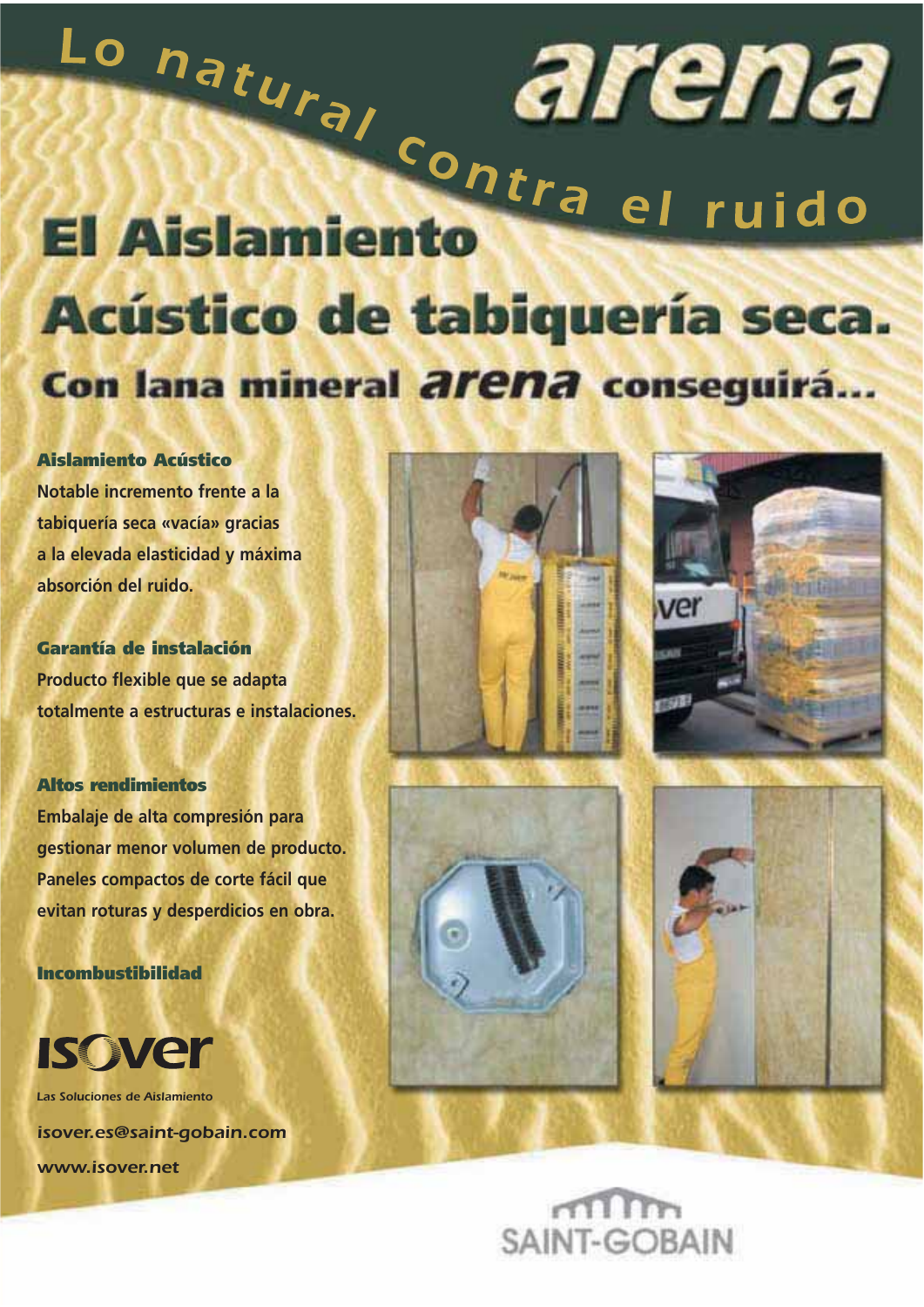Lo natural contra el ruido

# arena

# El Aislamiento Acústico de tabiquería seca.

## Con lana mineral *arena* conseguirá...

**Aislamiento Acústico**

Notable incremento frente a la tabiquería seca «vacía» gracias a la elevada elasticidad y máxima absorción del ruido.

**Garantía de instalación**

Producto flexible que se adapta totalmente a estructuras e instalaciones.

**Altos rendimientos**

Embalaje de alta compresión para gestionar menor volumen de producto. Paneles compactos de corte fácil que evitan roturas y desperdicios en obra.

**Incombustibilidad**

ISOVER

Las Soluciones de Aislamiento

isover.es@saint-gobain.com

www.isover.net

SAINT-GOBAIN